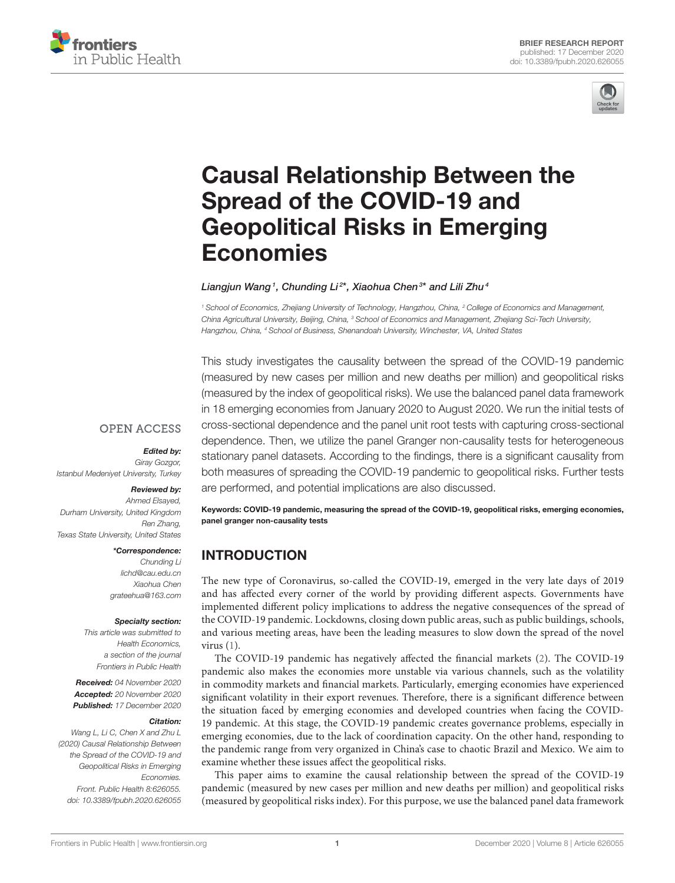BRIEF RESEARCH REPORT
published: 17 December 2020
doi: 10.3389/fpubh.2020.626055

# Causal Relationship Between the Spread of the COVID-19 and Geopolitical Risks in Emerging Economies

*Liangjun Wang[1], Chunding Li[2]*, Xiaohua Chen[3]* and Lili Zhu[4]*

[1] School of Economics, Zhejiang University of Technology, Hangzhou, China, [2] College of Economics and Management, China Agricultural University, Beijing, China, [3] School of Economics and Management, Zhejiang Sci-Tech University, Hangzhou, China, [4] School of Business, Shenandoah University, Winchester, VA, United States

This study investigates the causality between the spread of the COVID-19 pandemic (measured by new cases per million and new deaths per million) and geopolitical risks (measured by the index of geopolitical risks). We use the balanced panel data framework in 18 emerging economies from January 2020 to August 2020. We run the initial tests of cross-sectional dependence and the panel unit root tests with capturing cross-sectional dependence. Then, we utilize the panel Granger non-causality tests for heterogeneous stationary panel datasets. According to the findings, there is a significant causality from both measures of spreading the COVID-19 pandemic to geopolitical risks. Further tests are performed, and potential implications are also discussed.

**Keywords: COVID-19 pandemic, measuring the spread of the COVID-19, geopolitical risks, emerging economies, panel granger non-causality tests**

OPEN ACCESS

***Edited by:***
*Giray Gozgor,*
*Istanbul Medeniyet University, Turkey*

***Reviewed by:***
*Ahmed Elsayed,*
*Durham University, United Kingdom*
*Ren Zhang,*
*Texas State University, United States*

***\*Correspondence:***
*Chunding Li*
*lichd@cau.edu.cn*
*Xiaohua Chen*
*grateehua@163.com*

***Specialty section:***
*This article was submitted to Health Economics, a section of the journal Frontiers in Public Health*

***Received:*** *04 November 2020*
***Accepted:*** *20 November 2020*
***Published:*** *17 December 2020*

***Citation:***
*Wang L, Li C, Chen X and Zhu L (2020) Causal Relationship Between the Spread of the COVID-19 and Geopolitical Risks in Emerging Economies. Front. Public Health 8:626055. doi: 10.3389/fpubh.2020.626055*

## INTRODUCTION

The new type of Coronavirus, so-called the COVID-19, emerged in the very late days of 2019 and has affected every corner of the world by providing different aspects. Governments have implemented different policy implications to address the negative consequences of the spread of the COVID-19 pandemic. Lockdowns, closing down public areas, such as public buildings, schools, and various meeting areas, have been the leading measures to slow down the spread of the novel virus (1).

The COVID-19 pandemic has negatively affected the financial markets (2). The COVID-19 pandemic also makes the economies more unstable via various channels, such as the volatility in commodity markets and financial markets. Particularly, emerging economies have experienced significant volatility in their export revenues. Therefore, there is a significant difference between the situation faced by emerging economies and developed countries when facing the COVID-19 pandemic. At this stage, the COVID-19 pandemic creates governance problems, especially in emerging economies, due to the lack of coordination capacity. On the other hand, responding to the pandemic range from very organized in China's case to chaotic Brazil and Mexico. We aim to examine whether these issues affect the geopolitical risks.

This paper aims to examine the causal relationship between the spread of the COVID-19 pandemic (measured by new cases per million and new deaths per million) and geopolitical risks (measured by geopolitical risks index). For this purpose, we use the balanced panel data framework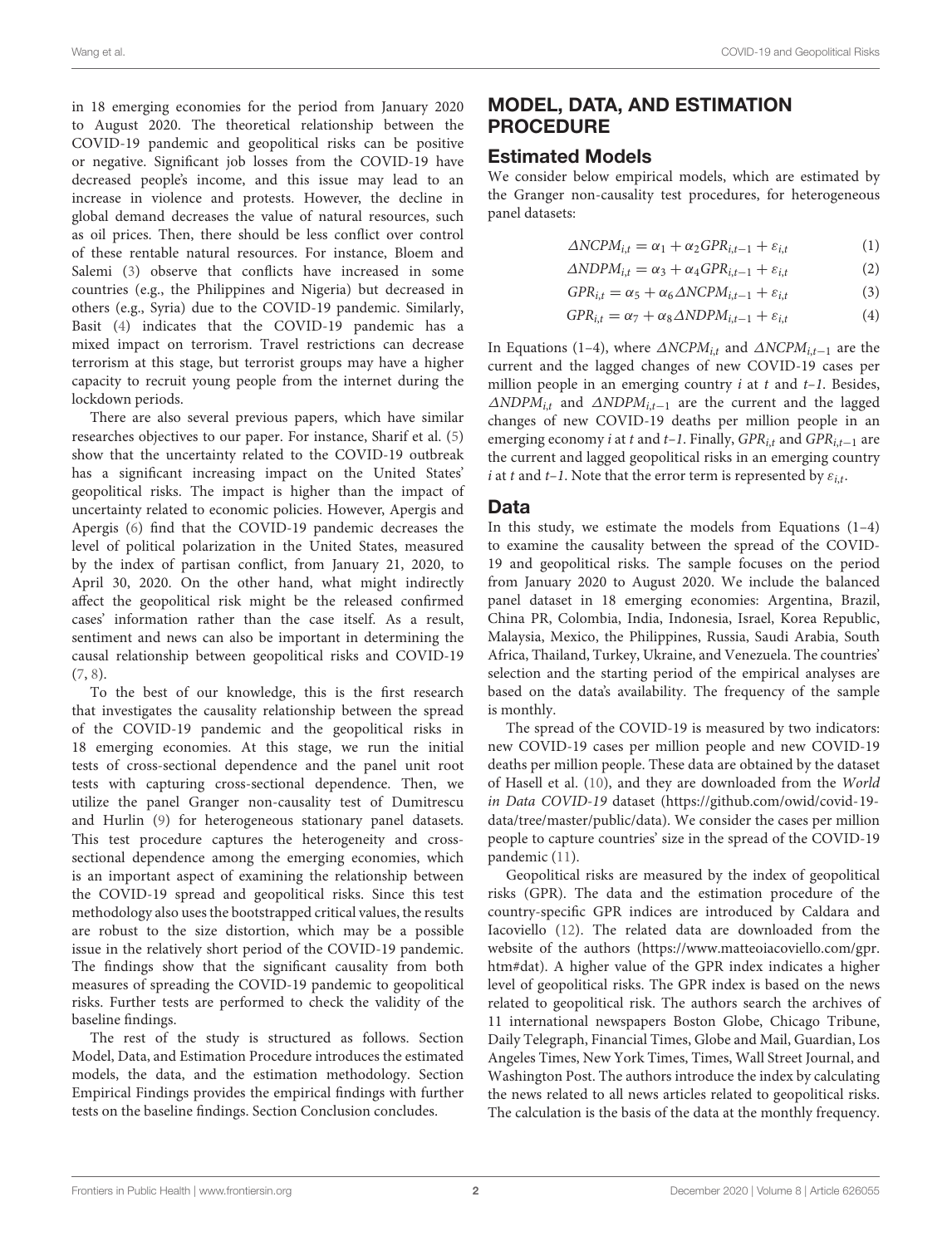in 18 emerging economies for the period from January 2020 to August 2020. The theoretical relationship between the COVID-19 pandemic and geopolitical risks can be positive or negative. Significant job losses from the COVID-19 have decreased people's income, and this issue may lead to an increase in violence and protests. However, the decline in global demand decreases the value of natural resources, such as oil prices. Then, there should be less conflict over control of these rentable natural resources. For instance, Bloem and Salemi (3) observe that conflicts have increased in some countries (e.g., the Philippines and Nigeria) but decreased in others (e.g., Syria) due to the COVID-19 pandemic. Similarly, Basit (4) indicates that the COVID-19 pandemic has a mixed impact on terrorism. Travel restrictions can decrease terrorism at this stage, but terrorist groups may have a higher capacity to recruit young people from the internet during the lockdown periods.

There are also several previous papers, which have similar researches objectives to our paper. For instance, Sharif et al. (5) show that the uncertainty related to the COVID-19 outbreak has a significant increasing impact on the United States' geopolitical risks. The impact is higher than the impact of uncertainty related to economic policies. However, Apergis and Apergis (6) find that the COVID-19 pandemic decreases the level of political polarization in the United States, measured by the index of partisan conflict, from January 21, 2020, to April 30, 2020. On the other hand, what might indirectly affect the geopolitical risk might be the released confirmed cases' information rather than the case itself. As a result, sentiment and news can also be important in determining the causal relationship between geopolitical risks and COVID-19 (7, 8).

To the best of our knowledge, this is the first research that investigates the causality relationship between the spread of the COVID-19 pandemic and the geopolitical risks in 18 emerging economies. At this stage, we run the initial tests of cross-sectional dependence and the panel unit root tests with capturing cross-sectional dependence. Then, we utilize the panel Granger non-causality test of Dumitrescu and Hurlin (9) for heterogeneous stationary panel datasets. This test procedure captures the heterogeneity and cross-sectional dependence among the emerging economies, which is an important aspect of examining the relationship between the COVID-19 spread and geopolitical risks. Since this test methodology also uses the bootstrapped critical values, the results are robust to the size distortion, which may be a possible issue in the relatively short period of the COVID-19 pandemic. The findings show that the significant causality from both measures of spreading the COVID-19 pandemic to geopolitical risks. Further tests are performed to check the validity of the baseline findings.

The rest of the study is structured as follows. Section Model, Data, and Estimation Procedure introduces the estimated models, the data, and the estimation methodology. Section Empirical Findings provides the empirical findings with further tests on the baseline findings. Section Conclusion concludes.

## MODEL, DATA, AND ESTIMATION PROCEDURE

### Estimated Models

We consider below empirical models, which are estimated by the Granger non-causality test procedures, for heterogeneous panel datasets:

$$\Delta NCPM_{i,t} = \alpha_1 + \alpha_2 GPR_{i,t-1} + \varepsilon_{i,t} \tag{1}$$

$$\Delta NDPM_{i,t} = \alpha_3 + \alpha_4 GPR_{i,t-1} + \varepsilon_{i,t} \tag{2}$$

$$GPR_{i,t} = \alpha_5 + \alpha_6 \Delta NCPM_{i,t-1} + \varepsilon_{i,t} \tag{3}$$

$$GPR_{i,t} = \alpha_7 + \alpha_8 \Delta NDPM_{i,t-1} + \varepsilon_{i,t} \tag{4}$$

In Equations (1–4), where $\Delta NCPM_{i,t}$ and $\Delta NCPM_{i,t-1}$ are the current and the lagged changes of new COVID-19 cases per million people in an emerging country $i$ at $t$ and $t$–$1$. Besides, $\Delta NDPM_{i,t}$ and $\Delta NDPM_{i,t-1}$ are the current and the lagged changes of new COVID-19 deaths per million people in an emerging economy $i$ at $t$ and $t$–$1$. Finally, $GPR_{i,t}$ and $GPR_{i,t-1}$ are the current and lagged geopolitical risks in an emerging country $i$ at $t$ and $t$–$1$. Note that the error term is represented by $\varepsilon_{i,t}$.

### Data

In this study, we estimate the models from Equations (1–4) to examine the causality between the spread of the COVID-19 and geopolitical risks. The sample focuses on the period from January 2020 to August 2020. We include the balanced panel dataset in 18 emerging economies: Argentina, Brazil, China PR, Colombia, India, Indonesia, Israel, Korea Republic, Malaysia, Mexico, the Philippines, Russia, Saudi Arabia, South Africa, Thailand, Turkey, Ukraine, and Venezuela. The countries' selection and the starting period of the empirical analyses are based on the data's availability. The frequency of the sample is monthly.

The spread of the COVID-19 is measured by two indicators: new COVID-19 cases per million people and new COVID-19 deaths per million people. These data are obtained by the dataset of Hasell et al. (10), and they are downloaded from the *World in Data COVID-19* dataset (https://github.com/owid/covid-19-data/tree/master/public/data). We consider the cases per million people to capture countries' size in the spread of the COVID-19 pandemic (11).

Geopolitical risks are measured by the index of geopolitical risks (GPR). The data and the estimation procedure of the country-specific GPR indices are introduced by Caldara and Iacoviello (12). The related data are downloaded from the website of the authors (https://www.matteoiacoviello.com/gpr.htm#dat). A higher value of the GPR index indicates a higher level of geopolitical risks. The GPR index is based on the news related to geopolitical risk. The authors search the archives of 11 international newspapers Boston Globe, Chicago Tribune, Daily Telegraph, Financial Times, Globe and Mail, Guardian, Los Angeles Times, New York Times, Times, Wall Street Journal, and Washington Post. The authors introduce the index by calculating the news related to all news articles related to geopolitical risks. The calculation is the basis of the data at the monthly frequency.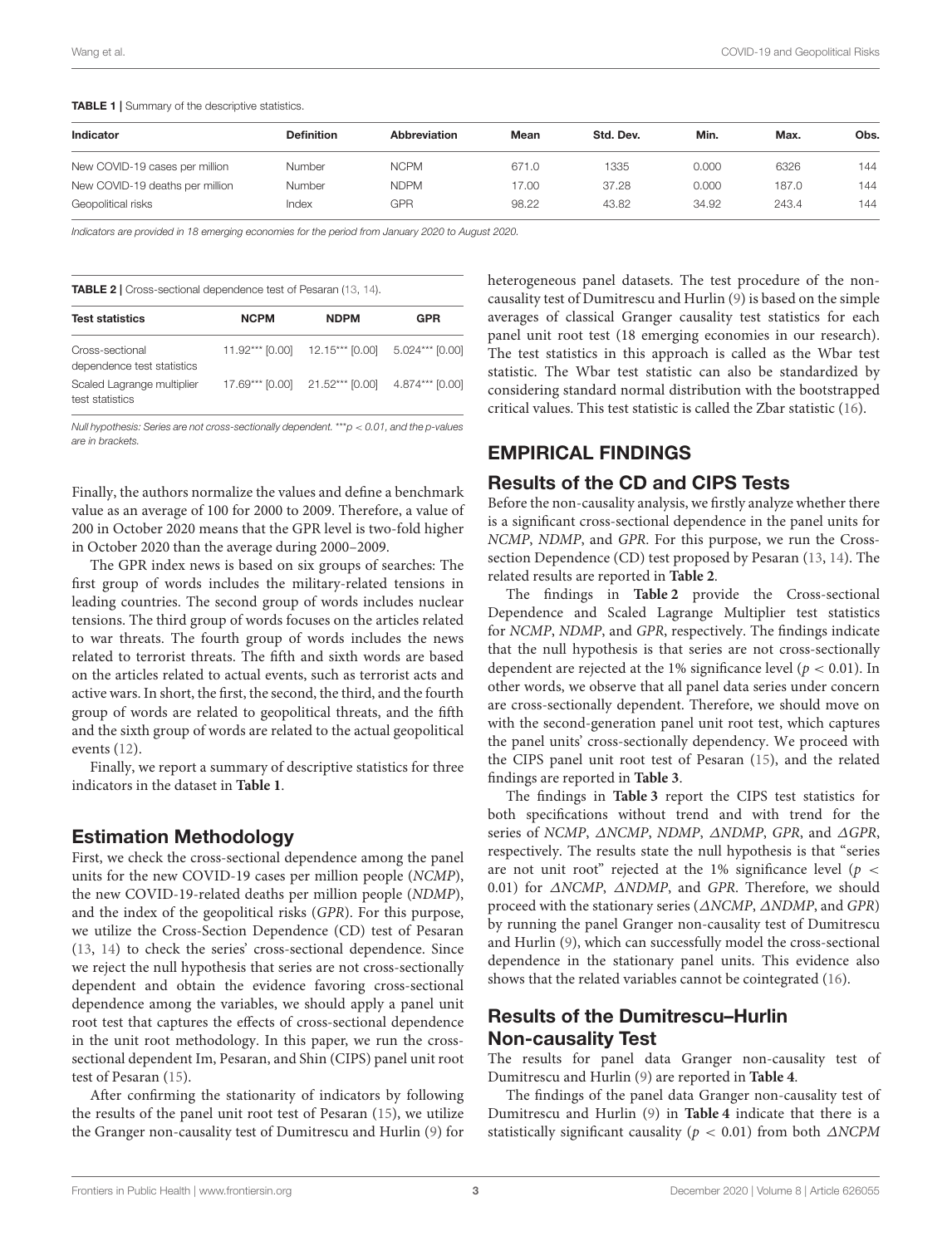**TABLE 1 |** Summary of the descriptive statistics.

| Indicator | Definition | Abbreviation | Mean | Std. Dev. | Min. | Max. | Obs. |
|---|---|---|---|---|---|---|---|
| New COVID-19 cases per million | Number | NCPM | 671.0 | 1335 | 0.000 | 6326 | 144 |
| New COVID-19 deaths per million | Number | NDPM | 17.00 | 37.28 | 0.000 | 187.0 | 144 |
| Geopolitical risks | Index | GPR | 98.22 | 43.82 | 34.92 | 243.4 | 144 |

*Indicators are provided in 18 emerging economies for the period from January 2020 to August 2020.*

**TABLE 2 |** Cross-sectional dependence test of Pesaran (13, 14).

| Test statistics | NCPM | NDPM | GPR |
|---|---|---|---|
| Cross-sectional dependence test statistics | 11.92*** [0.00] | 12.15*** [0.00] | 5.024*** [0.00] |
| Scaled Lagrange multiplier test statistics | 17.69*** [0.00] | 21.52*** [0.00] | 4.874*** [0.00] |

*Null hypothesis: Series are not cross-sectionally dependent. ***$p < 0.01$, and the p-values are in brackets.*

Finally, the authors normalize the values and define a benchmark value as an average of 100 for 2000 to 2009. Therefore, a value of 200 in October 2020 means that the GPR level is two-fold higher in October 2020 than the average during 2000–2009.

The GPR index news is based on six groups of searches: The first group of words includes the military-related tensions in leading countries. The second group of words includes nuclear tensions. The third group of words focuses on the articles related to war threats. The fourth group of words includes the news related to terrorist threats. The fifth and sixth words are based on the articles related to actual events, such as terrorist acts and active wars. In short, the first, the second, the third, and the fourth group of words are related to geopolitical threats, and the fifth and the sixth group of words are related to the actual geopolitical events (12).

Finally, we report a summary of descriptive statistics for three indicators in the dataset in **Table 1**.

## Estimation Methodology

First, we check the cross-sectional dependence among the panel units for the new COVID-19 cases per million people (*NCMP*), the new COVID-19-related deaths per million people (*NDMP*), and the index of the geopolitical risks (*GPR*). For this purpose, we utilize the Cross-Section Dependence (CD) test of Pesaran (13, 14) to check the series' cross-sectional dependence. Since we reject the null hypothesis that series are not cross-sectionally dependent and obtain the evidence favoring cross-sectional dependence among the variables, we should apply a panel unit root test that captures the effects of cross-sectional dependence in the unit root methodology. In this paper, we run the cross-sectional dependent Im, Pesaran, and Shin (CIPS) panel unit root test of Pesaran (15).

After confirming the stationarity of indicators by following the results of the panel unit root test of Pesaran (15), we utilize the Granger non-causality test of Dumitrescu and Hurlin (9) for heterogeneous panel datasets. The test procedure of the non-causality test of Dumitrescu and Hurlin (9) is based on the simple averages of classical Granger causality test statistics for each panel unit root test (18 emerging economies in our research). The test statistics in this approach is called as the Wbar test statistic. The Wbar test statistic can also be standardized by considering standard normal distribution with the bootstrapped critical values. This test statistic is called the Zbar statistic (16).

# EMPIRICAL FINDINGS

## Results of the CD and CIPS Tests

Before the non-causality analysis, we firstly analyze whether there is a significant cross-sectional dependence in the panel units for *NCMP*, *NDMP*, and *GPR*. For this purpose, we run the Cross-section Dependence (CD) test proposed by Pesaran (13, 14). The related results are reported in **Table 2**.

The findings in **Table 2** provide the Cross-sectional Dependence and Scaled Lagrange Multiplier test statistics for *NCMP*, *NDMP*, and *GPR*, respectively. The findings indicate that the null hypothesis is that series are not cross-sectionally dependent are rejected at the 1% significance level ($p < 0.01$). In other words, we observe that all panel data series under concern are cross-sectionally dependent. Therefore, we should move on with the second-generation panel unit root test, which captures the panel units' cross-sectionally dependency. We proceed with the CIPS panel unit root test of Pesaran (15), and the related findings are reported in **Table 3**.

The findings in **Table 3** report the CIPS test statistics for both specifications without trend and with trend for the series of *NCMP*, $\Delta NCMP$, *NDMP*, $\Delta NDMP$, *GPR*, and $\Delta GPR$, respectively. The results state the null hypothesis is that "series are not unit root" rejected at the 1% significance level ($p < 0.01$) for $\Delta NCMP$, $\Delta NDMP$, and *GPR*. Therefore, we should proceed with the stationary series ($\Delta NCMP$, $\Delta NDMP$, and *GPR*) by running the panel Granger non-causality test of Dumitrescu and Hurlin (9), which can successfully model the cross-sectional dependence in the stationary panel units. This evidence also shows that the related variables cannot be cointegrated (16).

## Results of the Dumitrescu–Hurlin Non-causality Test

The results for panel data Granger non-causality test of Dumitrescu and Hurlin (9) are reported in **Table 4**.

The findings of the panel data Granger non-causality test of Dumitrescu and Hurlin (9) in **Table 4** indicate that there is a statistically significant causality ($p < 0.01$) from both $\Delta NCPM$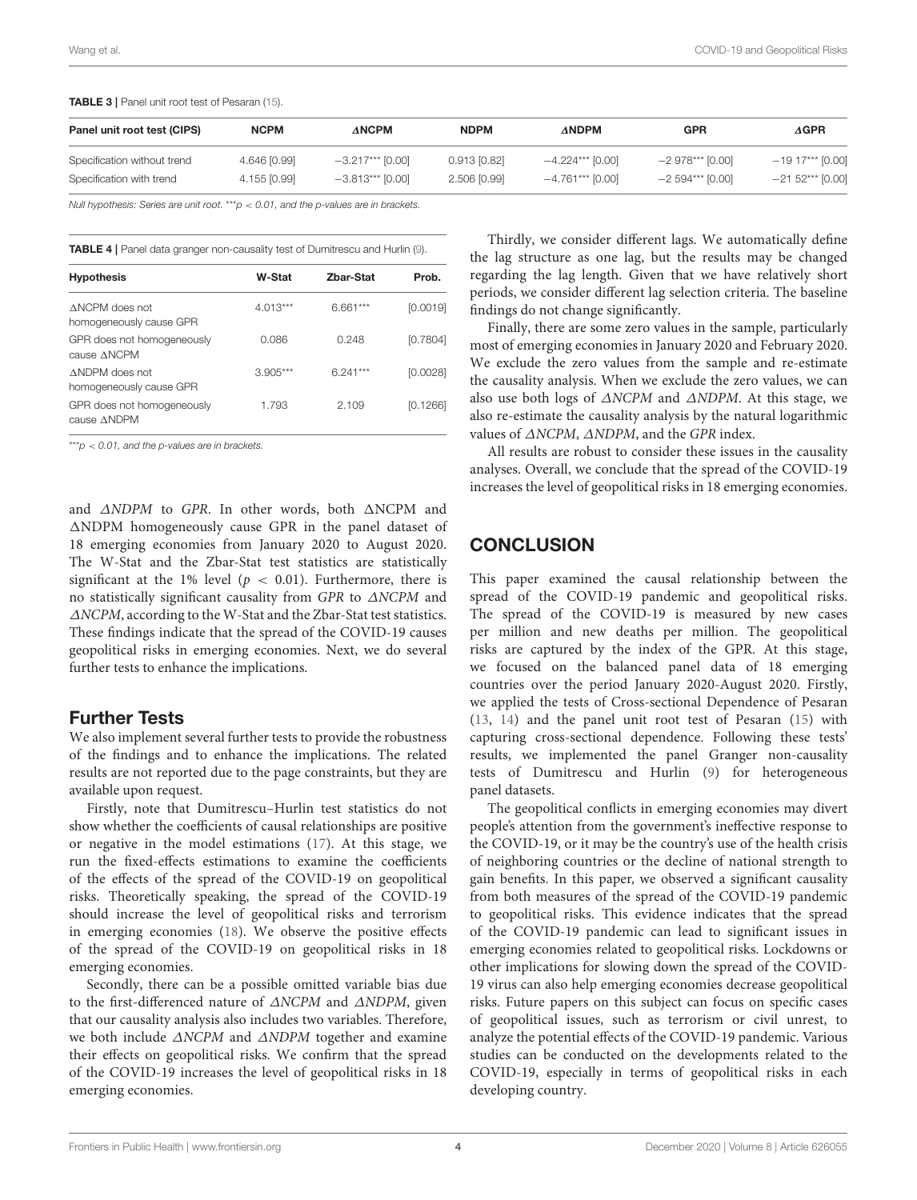**TABLE 3** | Panel unit root test of Pesaran (15).

| Panel unit root test (CIPS) | NCPM | ΔNCPM | NDPM | ΔNDPM | GPR | ΔGPR |
|---|---|---|---|---|---|---|
| Specification without trend | 4.646 [0.99] | −3.217*** [0.00] | 0.913 [0.82] | −4.224*** [0.00] | −2 978*** [0.00] | −19 17*** [0.00] |
| Specification with trend | 4.155 [0.99] | −3.813*** [0.00] | 2.506 [0.99] | −4.761*** [0.00] | −2 594*** [0.00] | −21 52*** [0.00] |

*Null hypothesis: Series are unit root. ***$p < 0.01$, and the p-values are in brackets.*

**TABLE 4** | Panel data granger non-causality test of Dumitrescu and Hurlin (9).

| Hypothesis | W-Stat | Zbar-Stat | Prob. |
|---|---|---|---|
| ΔNCPM does not homogeneously cause GPR | 4.013*** | 6.661*** | [0.0019] |
| GPR does not homogeneously cause ΔNCPM | 0.086 | 0.248 | [0.7804] |
| ΔNDPM does not homogeneously cause GPR | 3.905*** | 6.241*** | [0.0028] |
| GPR does not homogeneously cause ΔNDPM | 1.793 | 2.109 | [0.1266] |

****$p < 0.01$, and the p-values are in brackets.*

and *ΔNDPM* to *GPR*. In other words, both ΔNCPM and ΔNDPM homogeneously cause GPR in the panel dataset of 18 emerging economies from January 2020 to August 2020. The W-Stat and the Zbar-Stat test statistics are statistically significant at the 1% level ($p < 0.01$). Furthermore, there is no statistically significant causality from *GPR* to *ΔNCPM* and *ΔNCPM*, according to the W-Stat and the Zbar-Stat test statistics. These findings indicate that the spread of the COVID-19 causes geopolitical risks in emerging economies. Next, we do several further tests to enhance the implications.

## Further Tests

We also implement several further tests to provide the robustness of the findings and to enhance the implications. The related results are not reported due to the page constraints, but they are available upon request.

Firstly, note that Dumitrescu–Hurlin test statistics do not show whether the coefficients of causal relationships are positive or negative in the model estimations (17). At this stage, we run the fixed-effects estimations to examine the coefficients of the effects of the spread of the COVID-19 on geopolitical risks. Theoretically speaking, the spread of the COVID-19 should increase the level of geopolitical risks and terrorism in emerging economies (18). We observe the positive effects of the spread of the COVID-19 on geopolitical risks in 18 emerging economies.

Secondly, there can be a possible omitted variable bias due to the first-differenced nature of *ΔNCPM* and *ΔNDPM*, given that our causality analysis also includes two variables. Therefore, we both include *ΔNCPM* and *ΔNDPM* together and examine their effects on geopolitical risks. We confirm that the spread of the COVID-19 increases the level of geopolitical risks in 18 emerging economies.

Thirdly, we consider different lags. We automatically define the lag structure as one lag, but the results may be changed regarding the lag length. Given that we have relatively short periods, we consider different lag selection criteria. The baseline findings do not change significantly.

Finally, there are some zero values in the sample, particularly most of emerging economies in January 2020 and February 2020. We exclude the zero values from the sample and re-estimate the causality analysis. When we exclude the zero values, we can also use both logs of *ΔNCPM* and *ΔNDPM*. At this stage, we also re-estimate the causality analysis by the natural logarithmic values of *ΔNCPM*, *ΔNDPM*, and the *GPR* index.

All results are robust to consider these issues in the causality analyses. Overall, we conclude that the spread of the COVID-19 increases the level of geopolitical risks in 18 emerging economies.

# CONCLUSION

This paper examined the causal relationship between the spread of the COVID-19 pandemic and geopolitical risks. The spread of the COVID-19 is measured by new cases per million and new deaths per million. The geopolitical risks are captured by the index of the GPR. At this stage, we focused on the balanced panel data of 18 emerging countries over the period January 2020-August 2020. Firstly, we applied the tests of Cross-sectional Dependence of Pesaran (13, 14) and the panel unit root test of Pesaran (15) with capturing cross-sectional dependence. Following these tests' results, we implemented the panel Granger non-causality tests of Dumitrescu and Hurlin (9) for heterogeneous panel datasets.

The geopolitical conflicts in emerging economies may divert people's attention from the government's ineffective response to the COVID-19, or it may be the country's use of the health crisis of neighboring countries or the decline of national strength to gain benefits. In this paper, we observed a significant causality from both measures of the spread of the COVID-19 pandemic to geopolitical risks. This evidence indicates that the spread of the COVID-19 pandemic can lead to significant issues in emerging economies related to geopolitical risks. Lockdowns or other implications for slowing down the spread of the COVID-19 virus can also help emerging economies decrease geopolitical risks. Future papers on this subject can focus on specific cases of geopolitical issues, such as terrorism or civil unrest, to analyze the potential effects of the COVID-19 pandemic. Various studies can be conducted on the developments related to the COVID-19, especially in terms of geopolitical risks in each developing country.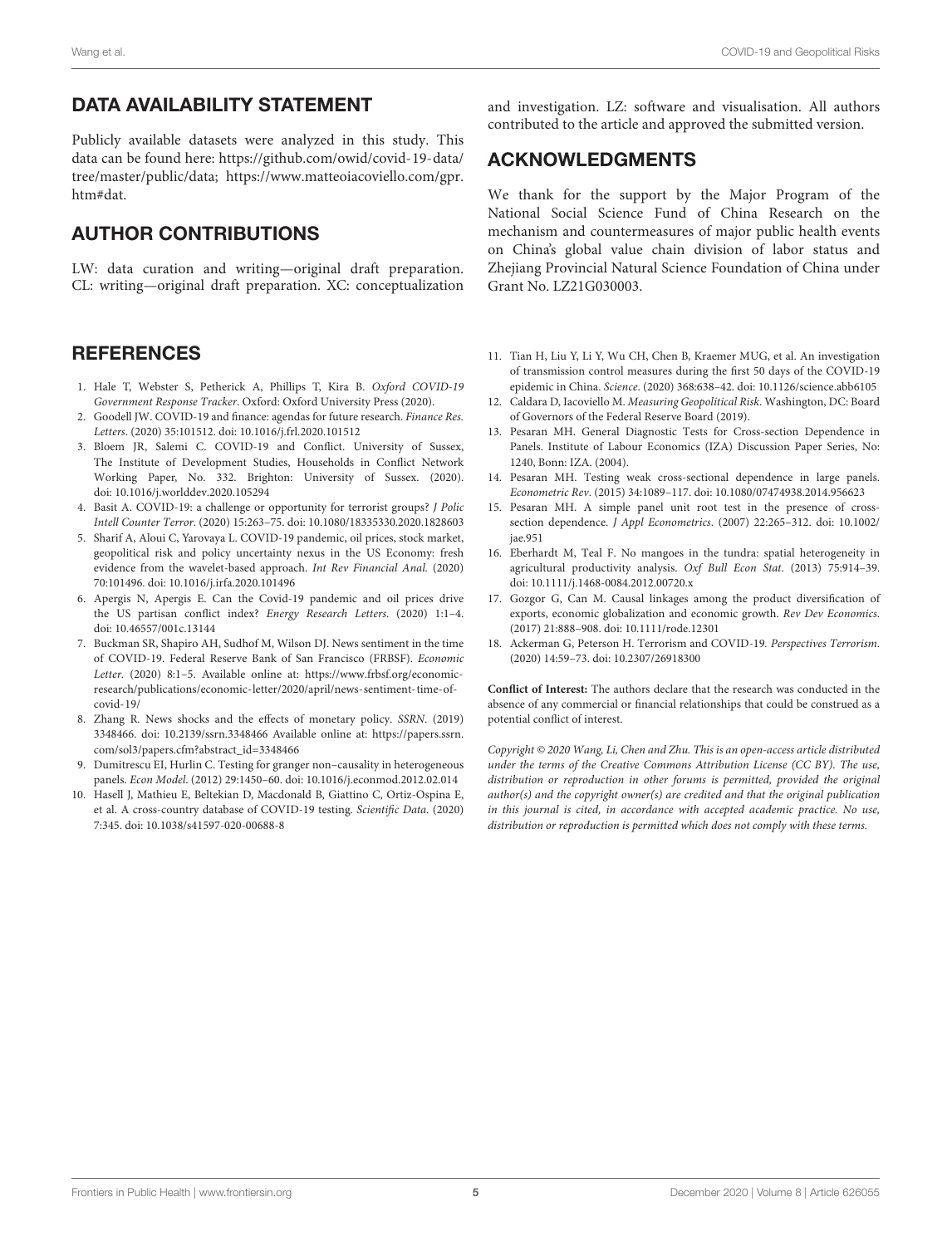## DATA AVAILABILITY STATEMENT

Publicly available datasets were analyzed in this study. This data can be found here: https://github.com/owid/covid-19-data/tree/master/public/data; https://www.matteoiacoviello.com/gpr.htm#dat.

## AUTHOR CONTRIBUTIONS

LW: data curation and writing—original draft preparation. CL: writing—original draft preparation. XC: conceptualization and investigation. LZ: software and visualisation. All authors contributed to the article and approved the submitted version.

## ACKNOWLEDGMENTS

We thank for the support by the Major Program of the National Social Science Fund of China Research on the mechanism and countermeasures of major public health events on China's global value chain division of labor status and Zhejiang Provincial Natural Science Foundation of China under Grant No. LZ21G030003.

## REFERENCES

1. Hale T, Webster S, Petherick A, Phillips T, Kira B. *Oxford COVID-19 Government Response Tracker*. Oxford: Oxford University Press (2020).
2. Goodell JW. COVID-19 and finance: agendas for future research. *Finance Res. Letters*. (2020) 35:101512. doi: 10.1016/j.frl.2020.101512
3. Bloem JR, Salemi C. COVID-19 and Conflict. University of Sussex, The Institute of Development Studies, Households in Conflict Network Working Paper, No. 332. Brighton: University of Sussex. (2020). doi: 10.1016/j.worlddev.2020.105294
4. Basit A. COVID-19: a challenge or opportunity for terrorist groups? *J Polic Intell Counter Terror*. (2020) 15:263–75. doi: 10.1080/18335330.2020.1828603
5. Sharif A, Aloui C, Yarovaya L. COVID-19 pandemic, oil prices, stock market, geopolitical risk and policy uncertainty nexus in the US Economy: fresh evidence from the wavelet-based approach. *Int Rev Financial Anal.* (2020) 70:101496. doi: 10.1016/j.irfa.2020.101496
6. Apergis N, Apergis E. Can the Covid-19 pandemic and oil prices drive the US partisan conflict index? *Energy Research Letters*. (2020) 1:1–4. doi: 10.46557/001c.13144
7. Buckman SR, Shapiro AH, Sudhof M, Wilson DJ. News sentiment in the time of COVID-19. Federal Reserve Bank of San Francisco (FRBSF). *Economic Letter*. (2020) 8:1–5. Available online at: https://www.frbsf.org/economic-research/publications/economic-letter/2020/april/news-sentiment-time-of-covid-19/
8. Zhang R. News shocks and the effects of monetary policy. *SSRN*. (2019) 3348466. doi: 10.2139/ssrn.3348466 Available online at: https://papers.ssrn.com/sol3/papers.cfm?abstract_id=3348466
9. Dumitrescu EI, Hurlin C. Testing for granger non–causality in heterogeneous panels. *Econ Model*. (2012) 29:1450–60. doi: 10.1016/j.econmod.2012.02.014
10. Hasell J, Mathieu E, Beltekian D, Macdonald B, Giattino C, Ortiz-Ospina E, et al. A cross-country database of COVID-19 testing. *Scientific Data*. (2020) 7:345. doi: 10.1038/s41597-020-00688-8
11. Tian H, Liu Y, Li Y, Wu CH, Chen B, Kraemer MUG, et al. An investigation of transmission control measures during the first 50 days of the COVID-19 epidemic in China. *Science*. (2020) 368:638–42. doi: 10.1126/science.abb6105
12. Caldara D, Iacoviello M. *Measuring Geopolitical Risk*. Washington, DC: Board of Governors of the Federal Reserve Board (2019).
13. Pesaran MH. General Diagnostic Tests for Cross-section Dependence in Panels. Institute of Labour Economics (IZA) Discussion Paper Series, No: 1240, Bonn: IZA. (2004).
14. Pesaran MH. Testing weak cross-sectional dependence in large panels. *Econometric Rev*. (2015) 34:1089–117. doi: 10.1080/07474938.2014.956623
15. Pesaran MH. A simple panel unit root test in the presence of cross-section dependence. *J Appl Econometrics*. (2007) 22:265–312. doi: 10.1002/jae.951
16. Eberhardt M, Teal F. No mangoes in the tundra: spatial heterogeneity in agricultural productivity analysis. *Oxf Bull Econ Stat*. (2013) 75:914–39. doi: 10.1111/j.1468-0084.2012.00720.x
17. Gozgor G, Can M. Causal linkages among the product diversification of exports, economic globalization and economic growth. *Rev Dev Economics*. (2017) 21:888–908. doi: 10.1111/rode.12301
18. Ackerman G, Peterson H. Terrorism and COVID-19. *Perspectives Terrorism*. (2020) 14:59–73. doi: 10.2307/26918300

**Conflict of Interest:** The authors declare that the research was conducted in the absence of any commercial or financial relationships that could be construed as a potential conflict of interest.

*Copyright © 2020 Wang, Li, Chen and Zhu. This is an open-access article distributed under the terms of the Creative Commons Attribution License (CC BY). The use, distribution or reproduction in other forums is permitted, provided the original author(s) and the copyright owner(s) are credited and that the original publication in this journal is cited, in accordance with accepted academic practice. No use, distribution or reproduction is permitted which does not comply with these terms.*